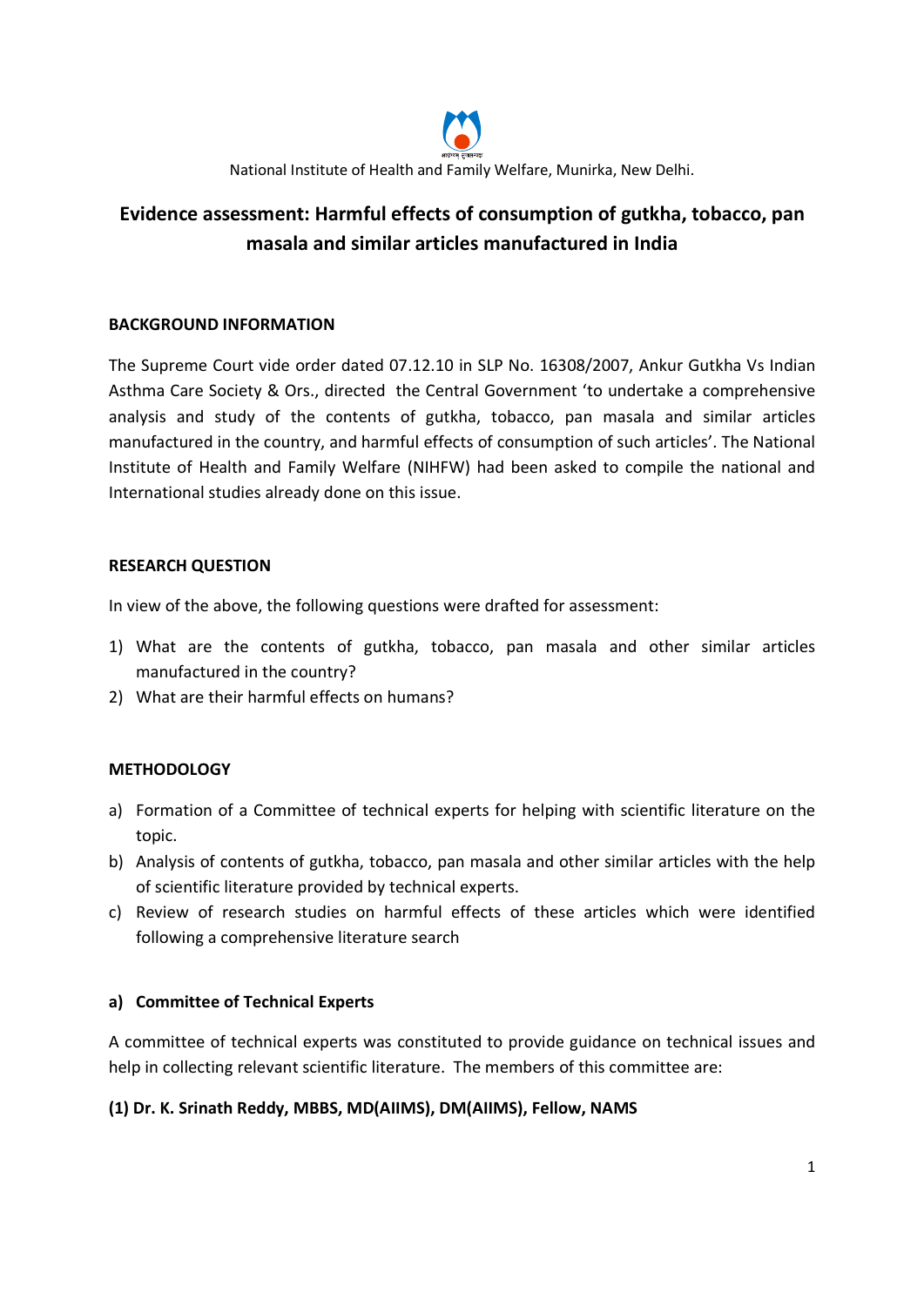National Institute of Health and Family Welfare, Munirka, New Delhi.

# Evidence assessment: Harmful effects of consumption of gutkha, tobacco, pan masala and similar articles manufactured in India

## BACKGROUND INFORMATION

The Supreme Court vide order dated 07.12.10 in SLP No. 16308/2007, Ankur Gutkha Vs Indian Asthma Care Society & Ors., directed the Central Government 'to undertake a comprehensive analysis and study of the contents of gutkha, tobacco, pan masala and similar articles manufactured in the country, and harmful effects of consumption of such articles'. The National Institute of Health and Family Welfare (NIHFW) had been asked to compile the national and International studies already done on this issue.

## RESEARCH QUESTION

In view of the above, the following questions were drafted for assessment:

1) What are the contents of gutkha, tobacco, pan masala and other similar articles manufactured in the country?
2) What are their harmful effects on humans?

## METHODOLOGY

a) Formation of a Committee of technical experts for helping with scientific literature on the topic.
b) Analysis of contents of gutkha, tobacco, pan masala and other similar articles with the help of scientific literature provided by technical experts.
c) Review of research studies on harmful effects of these articles which were identified following a comprehensive literature search

### a) Committee of Technical Experts

A committee of technical experts was constituted to provide guidance on technical issues and help in collecting relevant scientific literature. The members of this committee are:

**(1) Dr. K. Srinath Reddy, MBBS, MD(AIIMS), DM(AIIMS), Fellow, NAMS**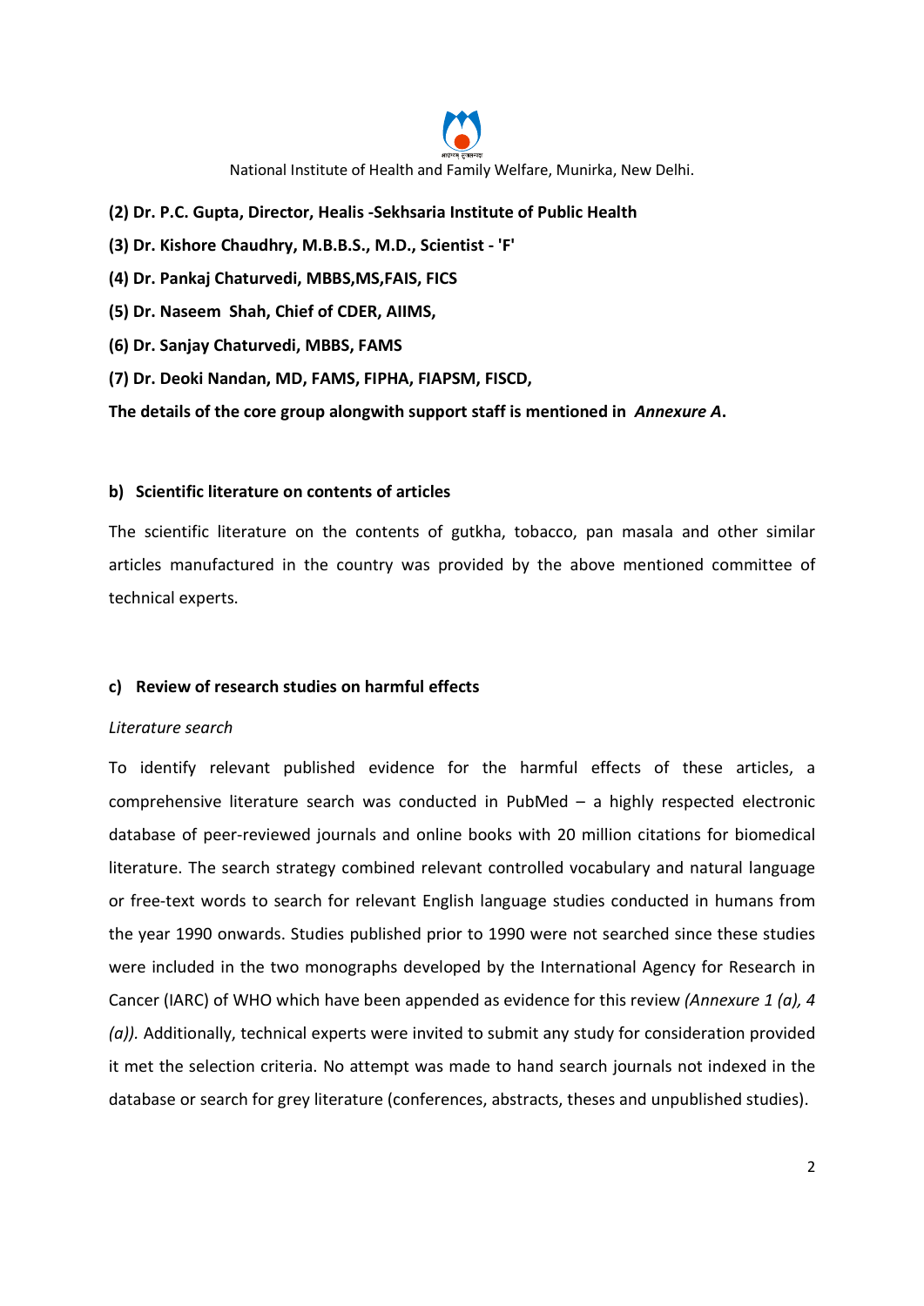**(2) Dr. P.C. Gupta, Director, Healis -Sekhsaria Institute of Public Health**

**(3) Dr. Kishore Chaudhry, M.B.B.S., M.D., Scientist - 'F'**

**(4) Dr. Pankaj Chaturvedi, MBBS,MS,FAIS, FICS**

**(5) Dr. Naseem Shah, Chief of CDER, AIIMS,**

**(6) Dr. Sanjay Chaturvedi, MBBS, FAMS**

**(7) Dr. Deoki Nandan, MD, FAMS, FIPHA, FIAPSM, FISCD,**

**The details of the core group alongwith support staff is mentioned in *Annexure A*.**

#### b) Scientific literature on contents of articles

The scientific literature on the contents of gutkha, tobacco, pan masala and other similar articles manufactured in the country was provided by the above mentioned committee of technical experts.

#### c) Review of research studies on harmful effects

*Literature search*

To identify relevant published evidence for the harmful effects of these articles, a comprehensive literature search was conducted in PubMed – a highly respected electronic database of peer-reviewed journals and online books with 20 million citations for biomedical literature. The search strategy combined relevant controlled vocabulary and natural language or free-text words to search for relevant English language studies conducted in humans from the year 1990 onwards. Studies published prior to 1990 were not searched since these studies were included in the two monographs developed by the International Agency for Research in Cancer (IARC) of WHO which have been appended as evidence for this review *(Annexure 1 (a), 4 (a)).* Additionally, technical experts were invited to submit any study for consideration provided it met the selection criteria. No attempt was made to hand search journals not indexed in the database or search for grey literature (conferences, abstracts, theses and unpublished studies).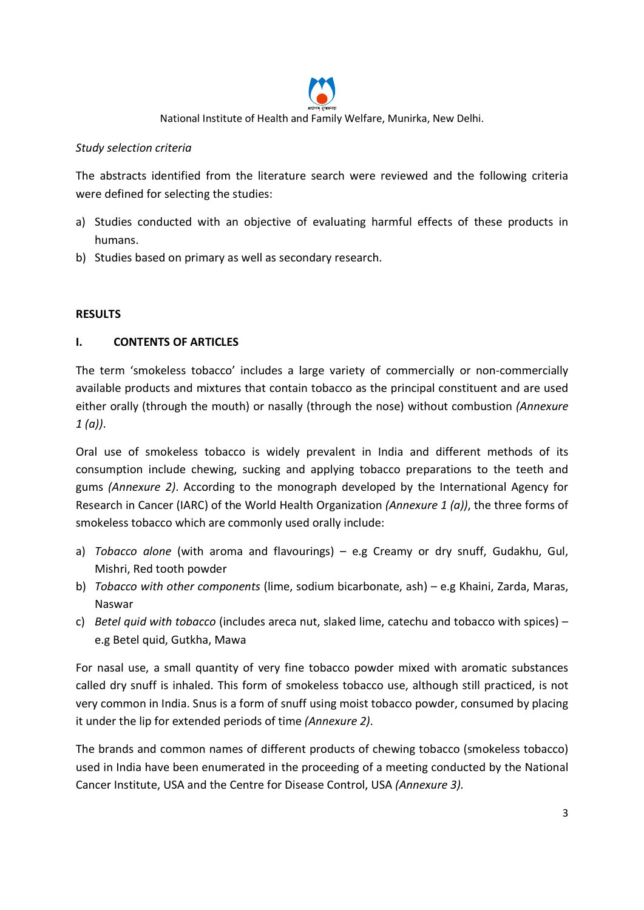*Study selection criteria*

The abstracts identified from the literature search were reviewed and the following criteria were defined for selecting the studies:

a) Studies conducted with an objective of evaluating harmful effects of these products in humans.
b) Studies based on primary as well as secondary research.

## RESULTS

### I. CONTENTS OF ARTICLES

The term 'smokeless tobacco' includes a large variety of commercially or non-commercially available products and mixtures that contain tobacco as the principal constituent and are used either orally (through the mouth) or nasally (through the nose) without combustion *(Annexure 1 (a))*.

Oral use of smokeless tobacco is widely prevalent in India and different methods of its consumption include chewing, sucking and applying tobacco preparations to the teeth and gums *(Annexure 2)*. According to the monograph developed by the International Agency for Research in Cancer (IARC) of the World Health Organization *(Annexure 1 (a))*, the three forms of smokeless tobacco which are commonly used orally include:

a) *Tobacco alone* (with aroma and flavourings) – e.g Creamy or dry snuff, Gudakhu, Gul, Mishri, Red tooth powder
b) *Tobacco with other components* (lime, sodium bicarbonate, ash) – e.g Khaini, Zarda, Maras, Naswar
c) *Betel quid with tobacco* (includes areca nut, slaked lime, catechu and tobacco with spices) – e.g Betel quid, Gutkha, Mawa

For nasal use, a small quantity of very fine tobacco powder mixed with aromatic substances called dry snuff is inhaled. This form of smokeless tobacco use, although still practiced, is not very common in India. Snus is a form of snuff using moist tobacco powder, consumed by placing it under the lip for extended periods of time *(Annexure 2)*.

The brands and common names of different products of chewing tobacco (smokeless tobacco) used in India have been enumerated in the proceeding of a meeting conducted by the National Cancer Institute, USA and the Centre for Disease Control, USA *(Annexure 3).*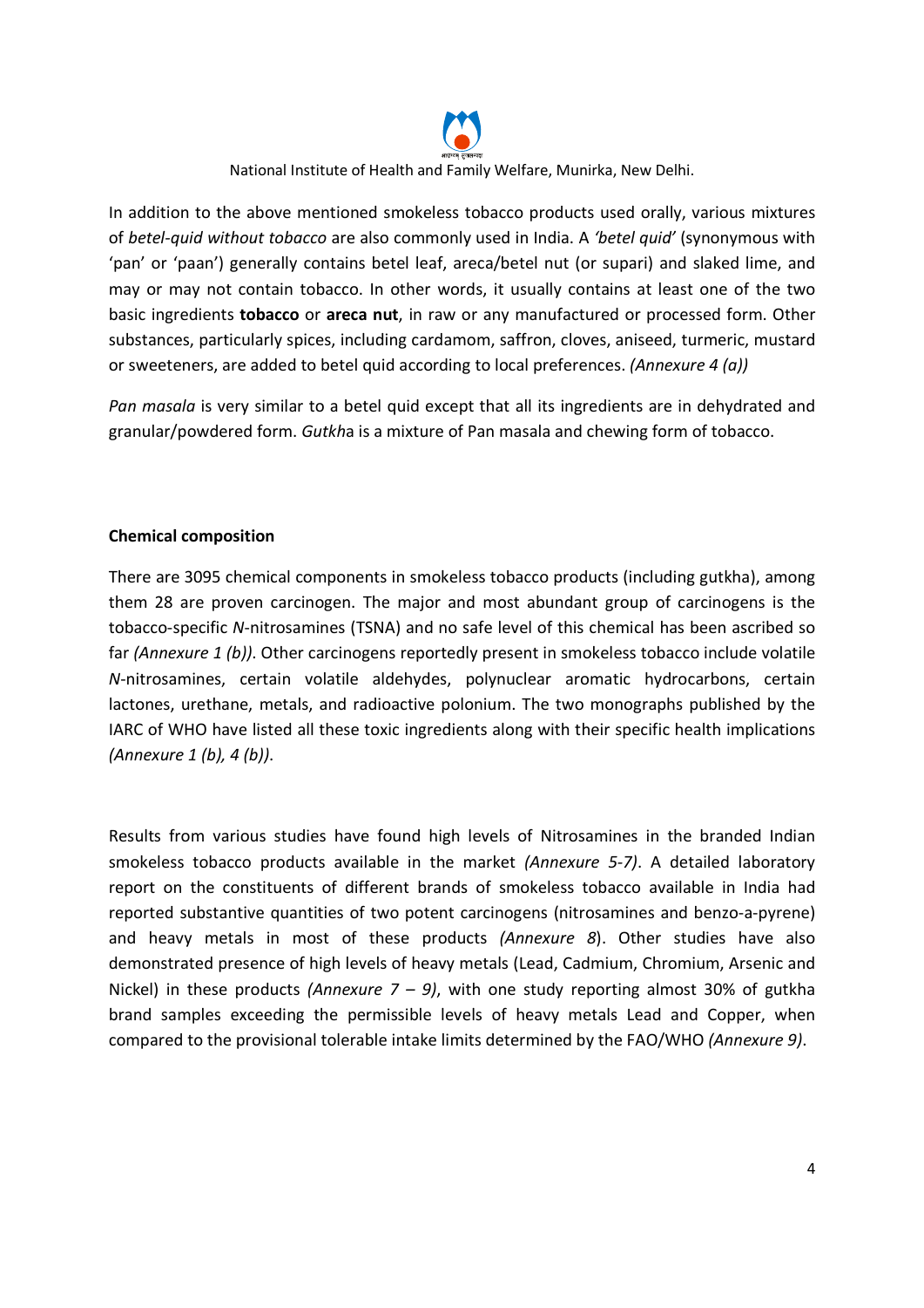In addition to the above mentioned smokeless tobacco products used orally, various mixtures of *betel-quid without tobacco* are also commonly used in India. A *'betel quid'* (synonymous with 'pan' or 'paan') generally contains betel leaf, areca/betel nut (or supari) and slaked lime, and may or may not contain tobacco. In other words, it usually contains at least one of the two basic ingredients **tobacco** or **areca nut**, in raw or any manufactured or processed form. Other substances, particularly spices, including cardamom, saffron, cloves, aniseed, turmeric, mustard or sweeteners, are added to betel quid according to local preferences. *(Annexure 4 (a))*

*Pan masala* is very similar to a betel quid except that all its ingredients are in dehydrated and granular/powdered form. *Gutkh*a is a mixture of Pan masala and chewing form of tobacco.

**Chemical composition**

There are 3095 chemical components in smokeless tobacco products (including gutkha), among them 28 are proven carcinogen. The major and most abundant group of carcinogens is the tobacco-specific *N*-nitrosamines (TSNA) and no safe level of this chemical has been ascribed so far *(Annexure 1 (b))*. Other carcinogens reportedly present in smokeless tobacco include volatile *N*-nitrosamines, certain volatile aldehydes, polynuclear aromatic hydrocarbons, certain lactones, urethane, metals, and radioactive polonium. The two monographs published by the IARC of WHO have listed all these toxic ingredients along with their specific health implications *(Annexure 1 (b), 4 (b))*.

Results from various studies have found high levels of Nitrosamines in the branded Indian smokeless tobacco products available in the market *(Annexure 5-7)*. A detailed laboratory report on the constituents of different brands of smokeless tobacco available in India had reported substantive quantities of two potent carcinogens (nitrosamines and benzo-a-pyrene) and heavy metals in most of these products *(Annexure 8*). Other studies have also demonstrated presence of high levels of heavy metals (Lead, Cadmium, Chromium, Arsenic and Nickel) in these products *(Annexure 7 – 9)*, with one study reporting almost 30% of gutkha brand samples exceeding the permissible levels of heavy metals Lead and Copper, when compared to the provisional tolerable intake limits determined by the FAO/WHO *(Annexure 9)*.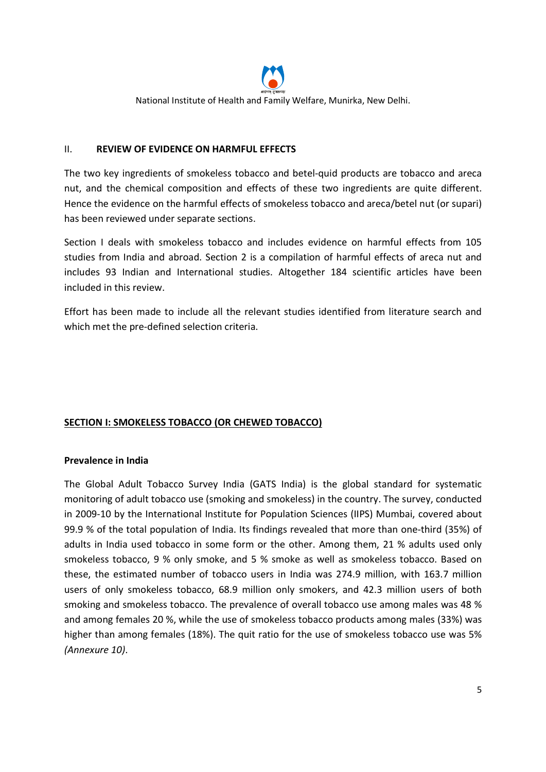## II. REVIEW OF EVIDENCE ON HARMFUL EFFECTS

The two key ingredients of smokeless tobacco and betel-quid products are tobacco and areca nut, and the chemical composition and effects of these two ingredients are quite different. Hence the evidence on the harmful effects of smokeless tobacco and areca/betel nut (or supari) has been reviewed under separate sections.

Section I deals with smokeless tobacco and includes evidence on harmful effects from 105 studies from India and abroad. Section 2 is a compilation of harmful effects of areca nut and includes 93 Indian and International studies. Altogether 184 scientific articles have been included in this review.

Effort has been made to include all the relevant studies identified from literature search and which met the pre-defined selection criteria.

## SECTION I: SMOKELESS TOBACCO (OR CHEWED TOBACCO)

### Prevalence in India

The Global Adult Tobacco Survey India (GATS India) is the global standard for systematic monitoring of adult tobacco use (smoking and smokeless) in the country. The survey, conducted in 2009-10 by the International Institute for Population Sciences (IIPS) Mumbai, covered about 99.9 % of the total population of India. Its findings revealed that more than one-third (35%) of adults in India used tobacco in some form or the other. Among them, 21 % adults used only smokeless tobacco, 9 % only smoke, and 5 % smoke as well as smokeless tobacco. Based on these, the estimated number of tobacco users in India was 274.9 million, with 163.7 million users of only smokeless tobacco, 68.9 million only smokers, and 42.3 million users of both smoking and smokeless tobacco. The prevalence of overall tobacco use among males was 48 % and among females 20 %, while the use of smokeless tobacco products among males (33%) was higher than among females (18%). The quit ratio for the use of smokeless tobacco use was 5% *(Annexure 10)*.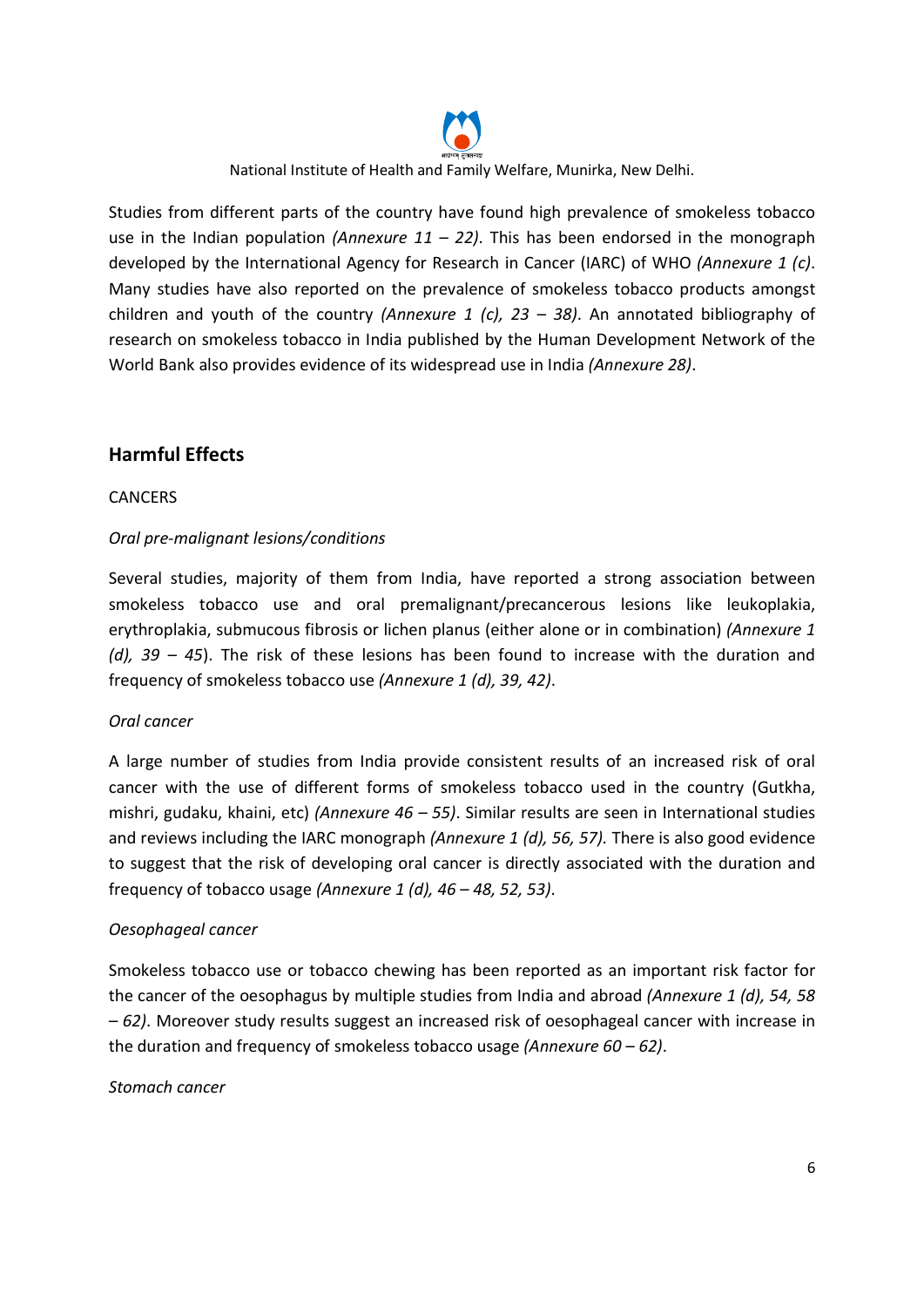Studies from different parts of the country have found high prevalence of smokeless tobacco use in the Indian population *(Annexure 11 – 22)*. This has been endorsed in the monograph developed by the International Agency for Research in Cancer (IARC) of WHO *(Annexure 1 (c)*. Many studies have also reported on the prevalence of smokeless tobacco products amongst children and youth of the country *(Annexure 1 (c), 23 – 38)*. An annotated bibliography of research on smokeless tobacco in India published by the Human Development Network of the World Bank also provides evidence of its widespread use in India *(Annexure 28)*.

## Harmful Effects

CANCERS

*Oral pre-malignant lesions/conditions*

Several studies, majority of them from India, have reported a strong association between smokeless tobacco use and oral premalignant/precancerous lesions like leukoplakia, erythroplakia, submucous fibrosis or lichen planus (either alone or in combination) *(Annexure 1 (d), 39 – 45*). The risk of these lesions has been found to increase with the duration and frequency of smokeless tobacco use *(Annexure 1 (d), 39, 42)*.

*Oral cancer*

A large number of studies from India provide consistent results of an increased risk of oral cancer with the use of different forms of smokeless tobacco used in the country (Gutkha, mishri, gudaku, khaini, etc) *(Annexure 46 – 55)*. Similar results are seen in International studies and reviews including the IARC monograph *(Annexure 1 (d), 56, 57).* There is also good evidence to suggest that the risk of developing oral cancer is directly associated with the duration and frequency of tobacco usage *(Annexure 1 (d), 46 – 48, 52, 53)*.

*Oesophageal cancer*

Smokeless tobacco use or tobacco chewing has been reported as an important risk factor for the cancer of the oesophagus by multiple studies from India and abroad *(Annexure 1 (d), 54, 58 – 62)*. Moreover study results suggest an increased risk of oesophageal cancer with increase in the duration and frequency of smokeless tobacco usage *(Annexure 60 – 62)*.

*Stomach cancer*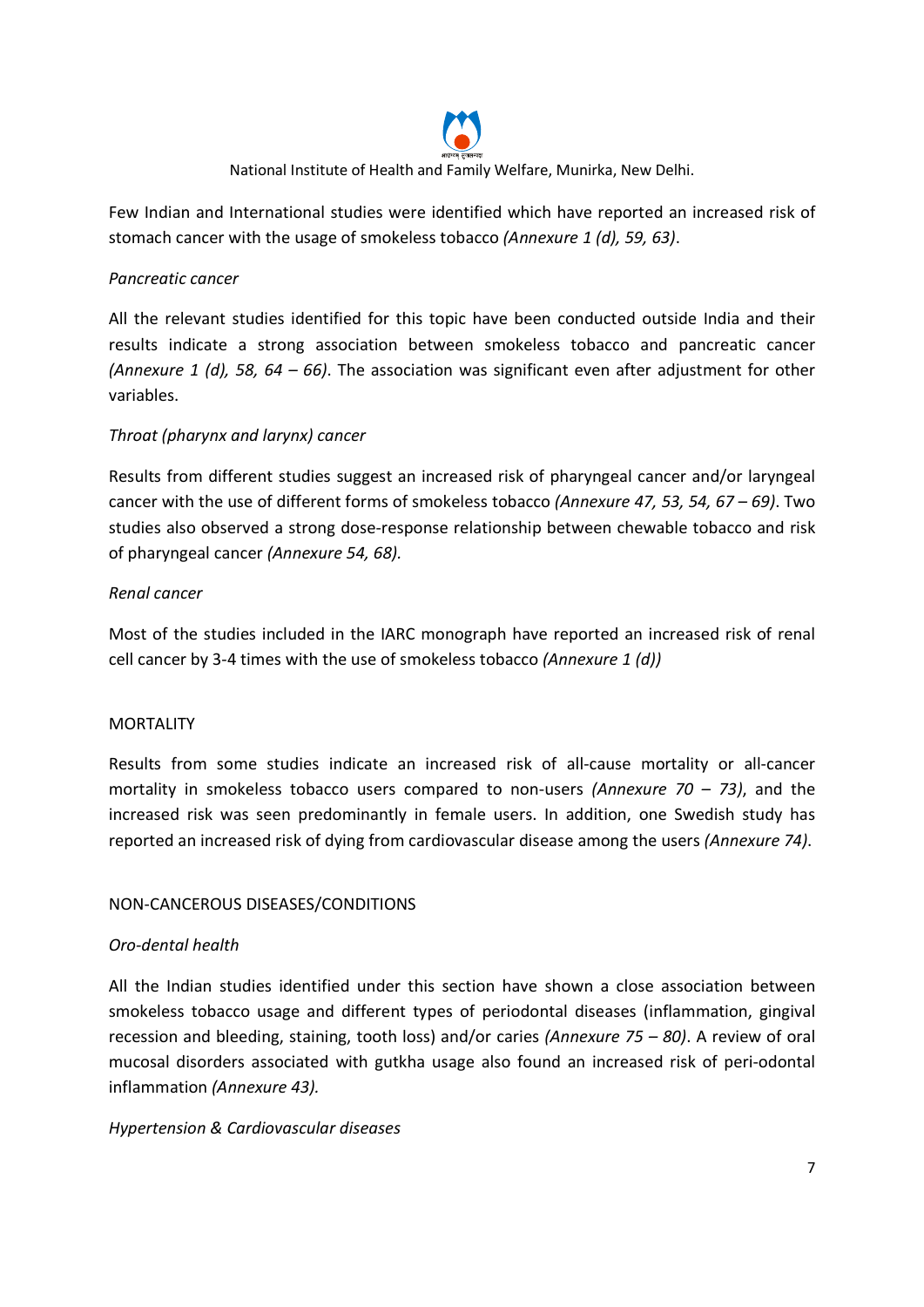Few Indian and International studies were identified which have reported an increased risk of stomach cancer with the usage of smokeless tobacco *(Annexure 1 (d), 59, 63)*.

*Pancreatic cancer*

All the relevant studies identified for this topic have been conducted outside India and their results indicate a strong association between smokeless tobacco and pancreatic cancer *(Annexure 1 (d), 58, 64 – 66)*. The association was significant even after adjustment for other variables.

*Throat (pharynx and larynx) cancer*

Results from different studies suggest an increased risk of pharyngeal cancer and/or laryngeal cancer with the use of different forms of smokeless tobacco *(Annexure 47, 53, 54, 67 – 69)*. Two studies also observed a strong dose-response relationship between chewable tobacco and risk of pharyngeal cancer *(Annexure 54, 68).*

*Renal cancer*

Most of the studies included in the IARC monograph have reported an increased risk of renal cell cancer by 3-4 times with the use of smokeless tobacco *(Annexure 1 (d))*

MORTALITY

Results from some studies indicate an increased risk of all-cause mortality or all-cancer mortality in smokeless tobacco users compared to non-users *(Annexure 70 – 73)*, and the increased risk was seen predominantly in female users. In addition, one Swedish study has reported an increased risk of dying from cardiovascular disease among the users *(Annexure 74)*.

NON-CANCEROUS DISEASES/CONDITIONS

*Oro-dental health*

All the Indian studies identified under this section have shown a close association between smokeless tobacco usage and different types of periodontal diseases (inflammation, gingival recession and bleeding, staining, tooth loss) and/or caries *(Annexure 75 – 80)*. A review of oral mucosal disorders associated with gutkha usage also found an increased risk of peri-odontal inflammation *(Annexure 43).*

*Hypertension & Cardiovascular diseases*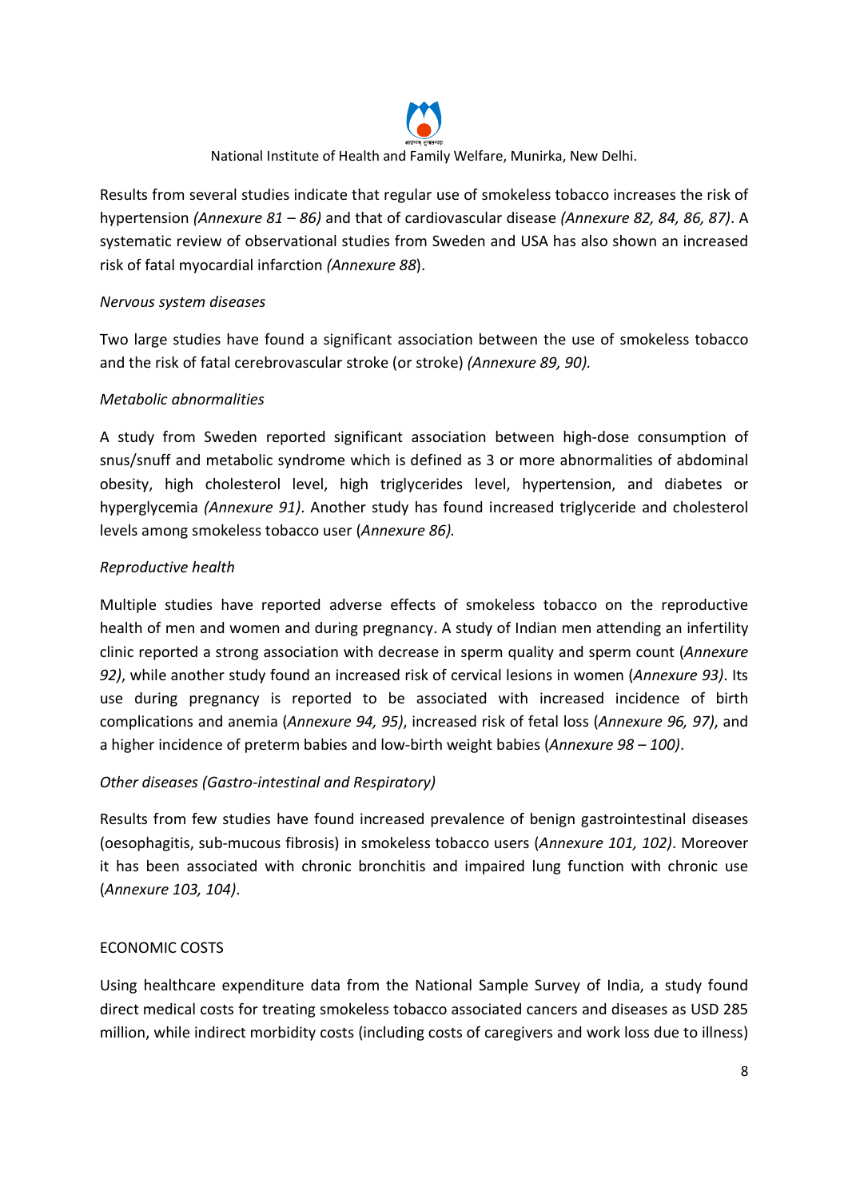Results from several studies indicate that regular use of smokeless tobacco increases the risk of hypertension *(Annexure 81 – 86)* and that of cardiovascular disease *(Annexure 82, 84, 86, 87)*. A systematic review of observational studies from Sweden and USA has also shown an increased risk of fatal myocardial infarction *(Annexure 88*).

*Nervous system diseases*

Two large studies have found a significant association between the use of smokeless tobacco and the risk of fatal cerebrovascular stroke (or stroke) *(Annexure 89, 90).*

*Metabolic abnormalities*

A study from Sweden reported significant association between high-dose consumption of snus/snuff and metabolic syndrome which is defined as 3 or more abnormalities of abdominal obesity, high cholesterol level, high triglycerides level, hypertension, and diabetes or hyperglycemia *(Annexure 91)*. Another study has found increased triglyceride and cholesterol levels among smokeless tobacco user (*Annexure 86).*

*Reproductive health*

Multiple studies have reported adverse effects of smokeless tobacco on the reproductive health of men and women and during pregnancy. A study of Indian men attending an infertility clinic reported a strong association with decrease in sperm quality and sperm count (*Annexure 92)*, while another study found an increased risk of cervical lesions in women (*Annexure 93)*. Its use during pregnancy is reported to be associated with increased incidence of birth complications and anemia (*Annexure 94, 95)*, increased risk of fetal loss (*Annexure 96, 97)*, and a higher incidence of preterm babies and low-birth weight babies (*Annexure 98 – 100)*.

*Other diseases (Gastro-intestinal and Respiratory)*

Results from few studies have found increased prevalence of benign gastrointestinal diseases (oesophagitis, sub-mucous fibrosis) in smokeless tobacco users (*Annexure 101, 102)*. Moreover it has been associated with chronic bronchitis and impaired lung function with chronic use (*Annexure 103, 104)*.

ECONOMIC COSTS

Using healthcare expenditure data from the National Sample Survey of India, a study found direct medical costs for treating smokeless tobacco associated cancers and diseases as USD 285 million, while indirect morbidity costs (including costs of caregivers and work loss due to illness)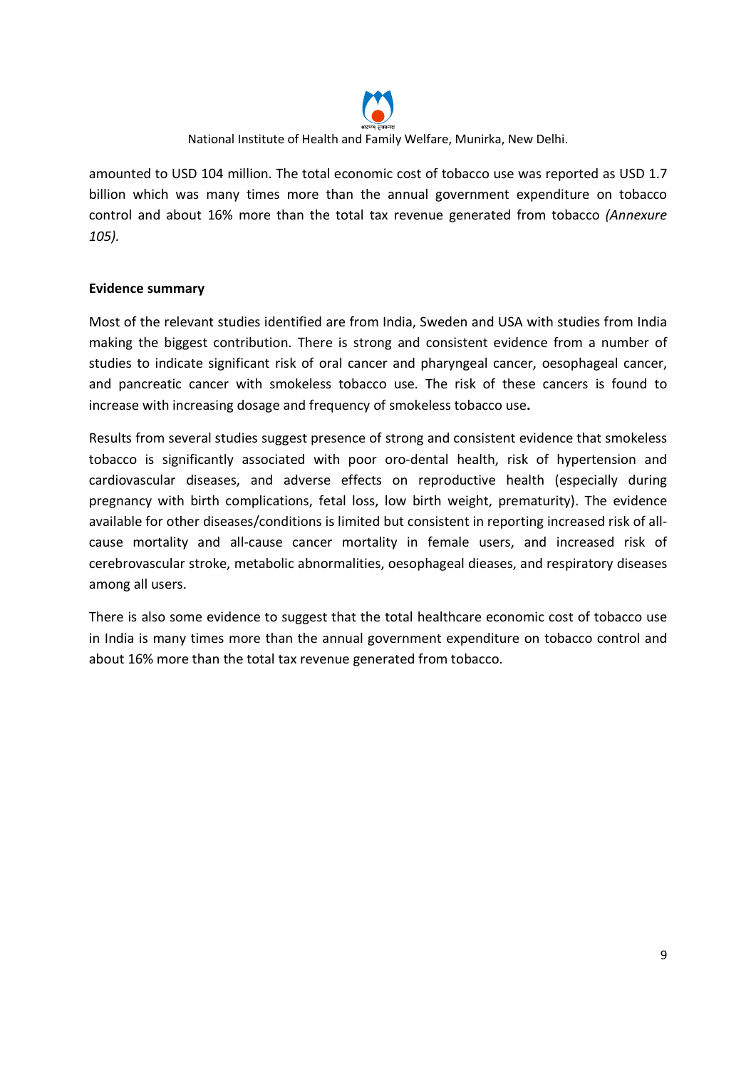amounted to USD 104 million. The total economic cost of tobacco use was reported as USD 1.7 billion which was many times more than the annual government expenditure on tobacco control and about 16% more than the total tax revenue generated from tobacco *(Annexure 105).*

**Evidence summary**

Most of the relevant studies identified are from India, Sweden and USA with studies from India making the biggest contribution. There is strong and consistent evidence from a number of studies to indicate significant risk of oral cancer and pharyngeal cancer, oesophageal cancer, and pancreatic cancer with smokeless tobacco use. The risk of these cancers is found to increase with increasing dosage and frequency of smokeless tobacco use**.**

Results from several studies suggest presence of strong and consistent evidence that smokeless tobacco is significantly associated with poor oro-dental health, risk of hypertension and cardiovascular diseases, and adverse effects on reproductive health (especially during pregnancy with birth complications, fetal loss, low birth weight, prematurity). The evidence available for other diseases/conditions is limited but consistent in reporting increased risk of all-cause mortality and all-cause cancer mortality in female users, and increased risk of cerebrovascular stroke, metabolic abnormalities, oesophageal dieases, and respiratory diseases among all users.

There is also some evidence to suggest that the total healthcare economic cost of tobacco use in India is many times more than the annual government expenditure on tobacco control and about 16% more than the total tax revenue generated from tobacco.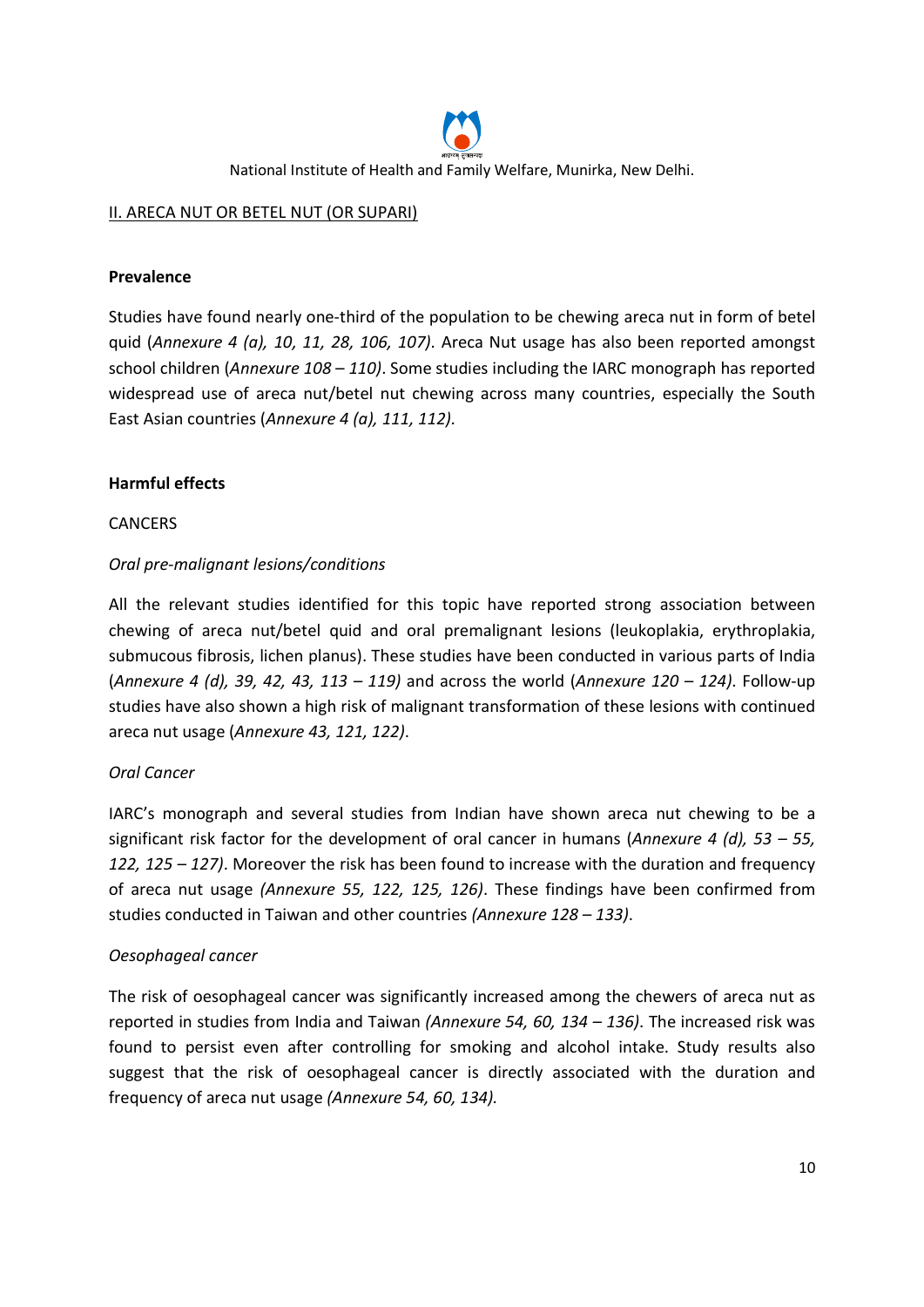## II. ARECA NUT OR BETEL NUT (OR SUPARI)

**Prevalence**

Studies have found nearly one-third of the population to be chewing areca nut in form of betel quid (*Annexure 4 (a), 10, 11, 28, 106, 107)*. Areca Nut usage has also been reported amongst school children (*Annexure 108 – 110)*. Some studies including the IARC monograph has reported widespread use of areca nut/betel nut chewing across many countries, especially the South East Asian countries (*Annexure 4 (a), 111, 112).*

**Harmful effects**

CANCERS

*Oral pre-malignant lesions/conditions*

All the relevant studies identified for this topic have reported strong association between chewing of areca nut/betel quid and oral premalignant lesions (leukoplakia, erythroplakia, submucous fibrosis, lichen planus). These studies have been conducted in various parts of India (*Annexure 4 (d), 39, 42, 43, 113 – 119)* and across the world (*Annexure 120 – 124)*. Follow-up studies have also shown a high risk of malignant transformation of these lesions with continued areca nut usage (*Annexure 43, 121, 122)*.

*Oral Cancer*

IARC's monograph and several studies from Indian have shown areca nut chewing to be a significant risk factor for the development of oral cancer in humans (*Annexure 4 (d), 53 – 55, 122, 125 – 127)*. Moreover the risk has been found to increase with the duration and frequency of areca nut usage *(Annexure 55, 122, 125, 126)*. These findings have been confirmed from studies conducted in Taiwan and other countries *(Annexure 128 – 133)*.

*Oesophageal cancer*

The risk of oesophageal cancer was significantly increased among the chewers of areca nut as reported in studies from India and Taiwan *(Annexure 54, 60, 134 – 136)*. The increased risk was found to persist even after controlling for smoking and alcohol intake. Study results also suggest that the risk of oesophageal cancer is directly associated with the duration and frequency of areca nut usage *(Annexure 54, 60, 134).*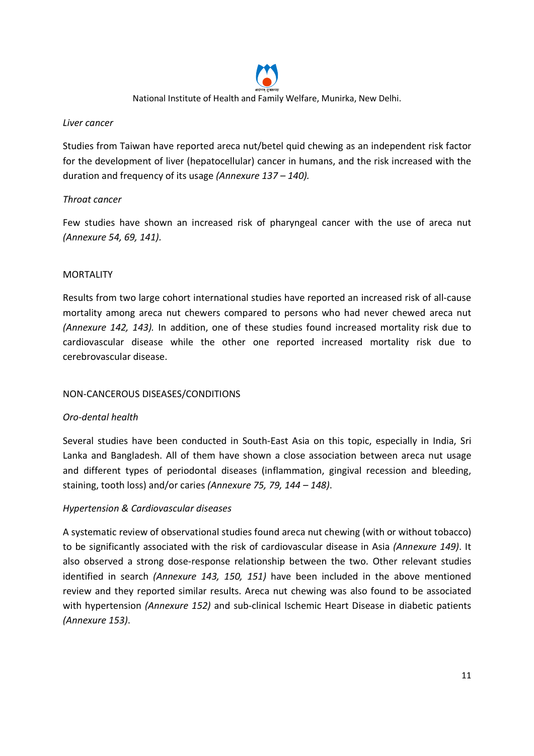*Liver cancer*

Studies from Taiwan have reported areca nut/betel quid chewing as an independent risk factor for the development of liver (hepatocellular) cancer in humans, and the risk increased with the duration and frequency of its usage *(Annexure 137 – 140).*

*Throat cancer*

Few studies have shown an increased risk of pharyngeal cancer with the use of areca nut *(Annexure 54, 69, 141)*.

MORTALITY

Results from two large cohort international studies have reported an increased risk of all-cause mortality among areca nut chewers compared to persons who had never chewed areca nut *(Annexure 142, 143).* In addition, one of these studies found increased mortality risk due to cardiovascular disease while the other one reported increased mortality risk due to cerebrovascular disease.

NON-CANCEROUS DISEASES/CONDITIONS

*Oro-dental health*

Several studies have been conducted in South-East Asia on this topic, especially in India, Sri Lanka and Bangladesh. All of them have shown a close association between areca nut usage and different types of periodontal diseases (inflammation, gingival recession and bleeding, staining, tooth loss) and/or caries *(Annexure 75, 79, 144 – 148)*.

*Hypertension & Cardiovascular diseases*

A systematic review of observational studies found areca nut chewing (with or without tobacco) to be significantly associated with the risk of cardiovascular disease in Asia *(Annexure 149)*. It also observed a strong dose-response relationship between the two. Other relevant studies identified in search *(Annexure 143, 150, 151)* have been included in the above mentioned review and they reported similar results. Areca nut chewing was also found to be associated with hypertension *(Annexure 152)* and sub-clinical Ischemic Heart Disease in diabetic patients *(Annexure 153)*.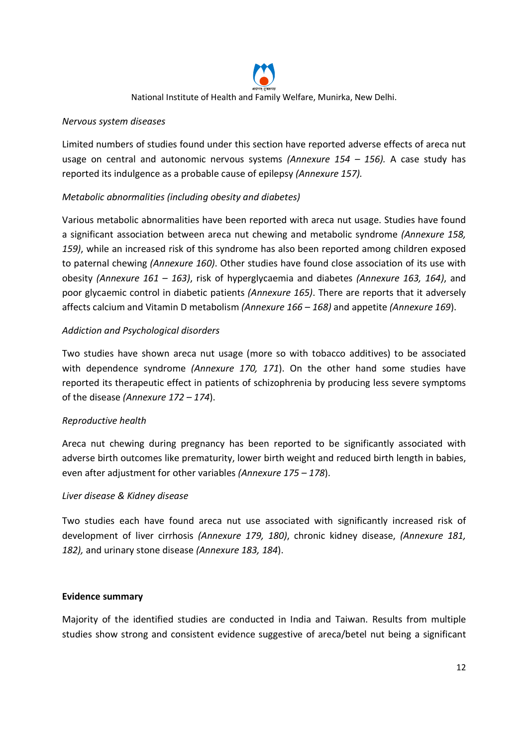*Nervous system diseases*

Limited numbers of studies found under this section have reported adverse effects of areca nut usage on central and autonomic nervous systems *(Annexure 154 – 156).* A case study has reported its indulgence as a probable cause of epilepsy *(Annexure 157).*

*Metabolic abnormalities (including obesity and diabetes)*

Various metabolic abnormalities have been reported with areca nut usage. Studies have found a significant association between areca nut chewing and metabolic syndrome *(Annexure 158, 159)*, while an increased risk of this syndrome has also been reported among children exposed to paternal chewing *(Annexure 160)*. Other studies have found close association of its use with obesity *(Annexure 161 – 163)*, risk of hyperglycaemia and diabetes *(Annexure 163, 164)*, and poor glycaemic control in diabetic patients *(Annexure 165)*. There are reports that it adversely affects calcium and Vitamin D metabolism *(Annexure 166 – 168)* and appetite *(Annexure 169*).

*Addiction and Psychological disorders*

Two studies have shown areca nut usage (more so with tobacco additives) to be associated with dependence syndrome *(Annexure 170, 171*). On the other hand some studies have reported its therapeutic effect in patients of schizophrenia by producing less severe symptoms of the disease *(Annexure 172 – 174*).

*Reproductive health*

Areca nut chewing during pregnancy has been reported to be significantly associated with adverse birth outcomes like prematurity, lower birth weight and reduced birth length in babies, even after adjustment for other variables *(Annexure 175 – 178*).

*Liver disease & Kidney disease*

Two studies each have found areca nut use associated with significantly increased risk of development of liver cirrhosis *(Annexure 179, 180)*, chronic kidney disease, *(Annexure 181, 182),* and urinary stone disease *(Annexure 183, 184*).

**Evidence summary**

Majority of the identified studies are conducted in India and Taiwan. Results from multiple studies show strong and consistent evidence suggestive of areca/betel nut being a significant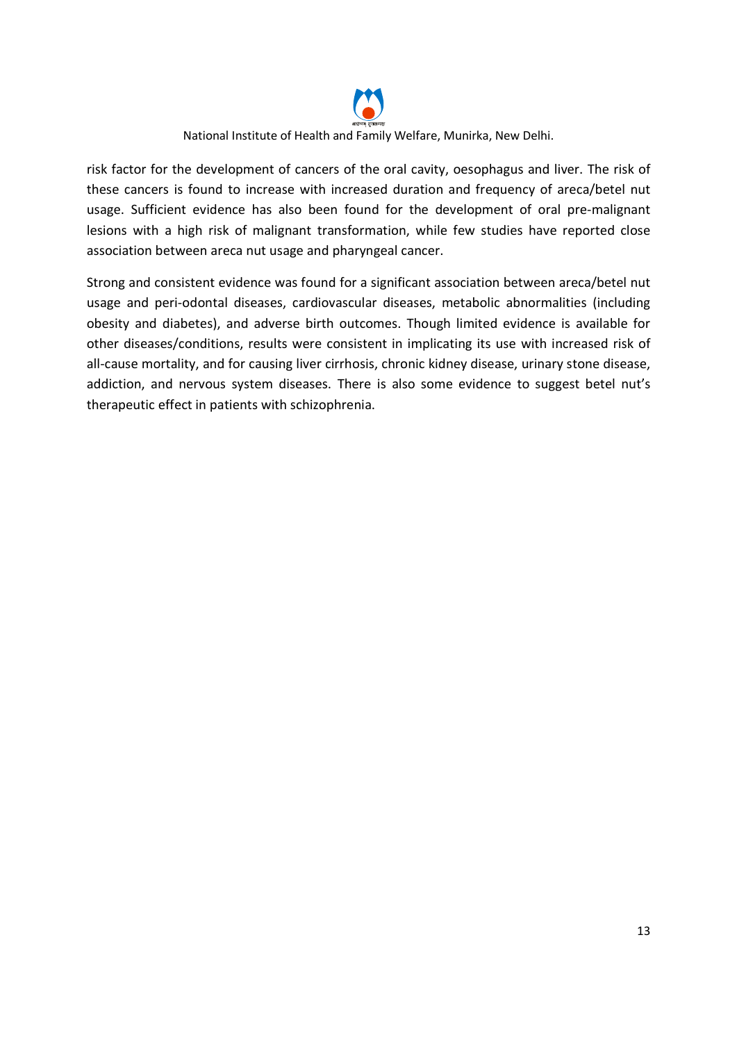risk factor for the development of cancers of the oral cavity, oesophagus and liver. The risk of these cancers is found to increase with increased duration and frequency of areca/betel nut usage. Sufficient evidence has also been found for the development of oral pre-malignant lesions with a high risk of malignant transformation, while few studies have reported close association between areca nut usage and pharyngeal cancer.

Strong and consistent evidence was found for a significant association between areca/betel nut usage and peri-odontal diseases, cardiovascular diseases, metabolic abnormalities (including obesity and diabetes), and adverse birth outcomes. Though limited evidence is available for other diseases/conditions, results were consistent in implicating its use with increased risk of all-cause mortality, and for causing liver cirrhosis, chronic kidney disease, urinary stone disease, addiction, and nervous system diseases. There is also some evidence to suggest betel nut's therapeutic effect in patients with schizophrenia.